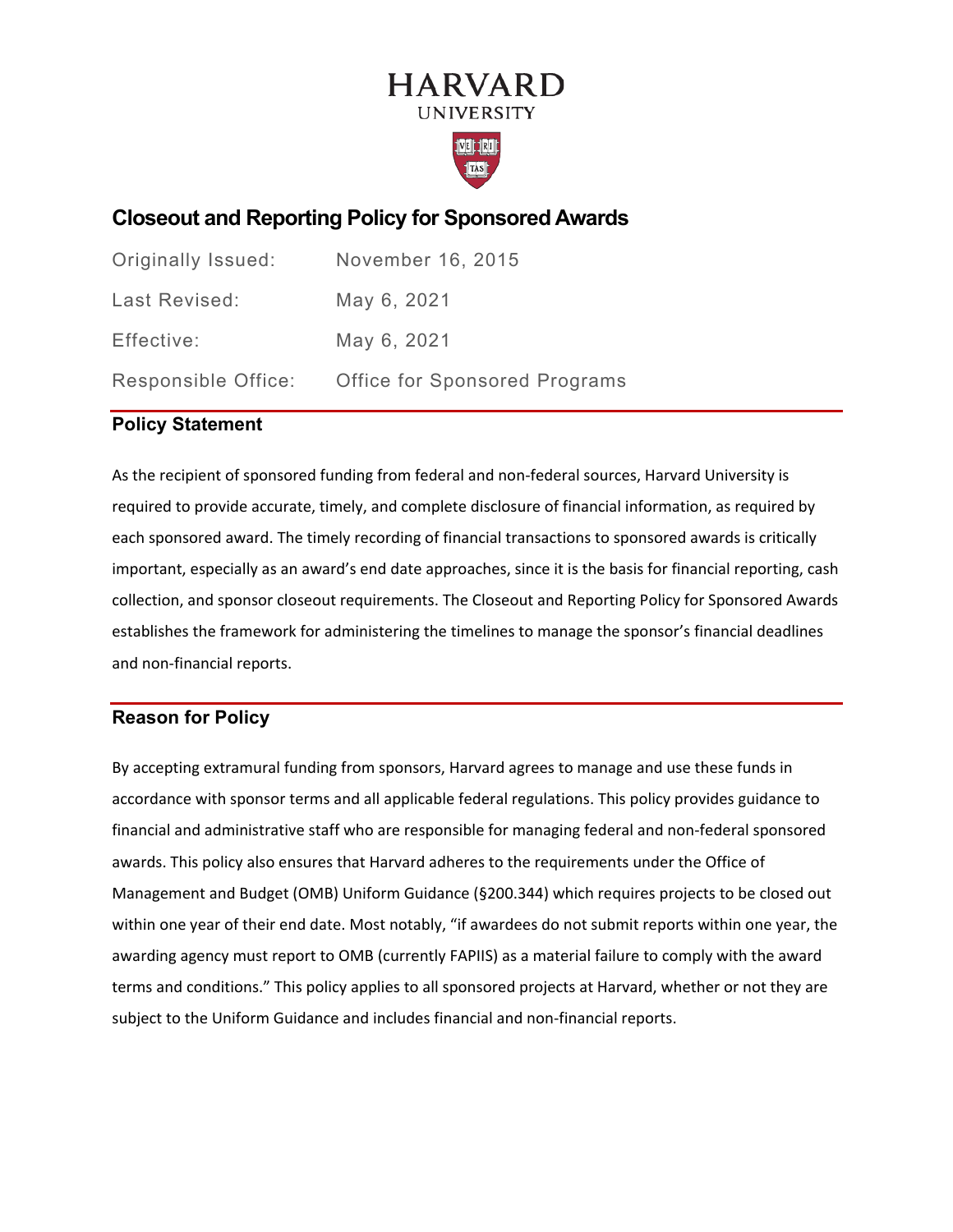HARVARD
UNIVERSITY

# Closeout and Reporting Policy for Sponsored Awards

| | |
|---|---|
| Originally Issued: | November 16, 2015 |
| Last Revised: | May 6, 2021 |
| Effective: | May 6, 2021 |
| Responsible Office: | Office for Sponsored Programs |

## Policy Statement

As the recipient of sponsored funding from federal and non-federal sources, Harvard University is required to provide accurate, timely, and complete disclosure of financial information, as required by each sponsored award. The timely recording of financial transactions to sponsored awards is critically important, especially as an award's end date approaches, since it is the basis for financial reporting, cash collection, and sponsor closeout requirements. The Closeout and Reporting Policy for Sponsored Awards establishes the framework for administering the timelines to manage the sponsor's financial deadlines and non-financial reports.

## Reason for Policy

By accepting extramural funding from sponsors, Harvard agrees to manage and use these funds in accordance with sponsor terms and all applicable federal regulations. This policy provides guidance to financial and administrative staff who are responsible for managing federal and non-federal sponsored awards. This policy also ensures that Harvard adheres to the requirements under the Office of Management and Budget (OMB) Uniform Guidance (§200.344) which requires projects to be closed out within one year of their end date. Most notably, "if awardees do not submit reports within one year, the awarding agency must report to OMB (currently FAPIIS) as a material failure to comply with the award terms and conditions." This policy applies to all sponsored projects at Harvard, whether or not they are subject to the Uniform Guidance and includes financial and non-financial reports.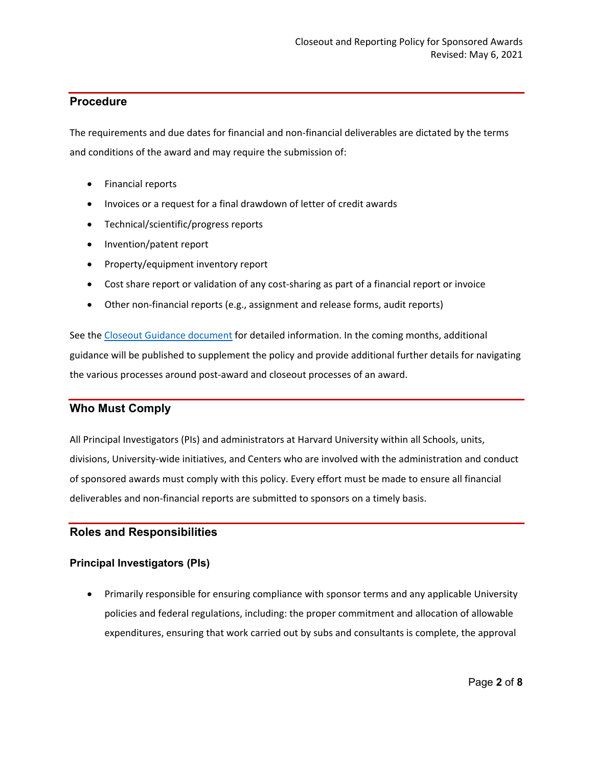## Procedure

The requirements and due dates for financial and non-financial deliverables are dictated by the terms and conditions of the award and may require the submission of:

- Financial reports
- Invoices or a request for a final drawdown of letter of credit awards
- Technical/scientific/progress reports
- Invention/patent report
- Property/equipment inventory report
- Cost share report or validation of any cost-sharing as part of a financial report or invoice
- Other non-financial reports (e.g., assignment and release forms, audit reports)

See the [Closeout Guidance document] for detailed information. In the coming months, additional guidance will be published to supplement the policy and provide additional further details for navigating the various processes around post-award and closeout processes of an award.

## Who Must Comply

All Principal Investigators (PIs) and administrators at Harvard University within all Schools, units, divisions, University-wide initiatives, and Centers who are involved with the administration and conduct of sponsored awards must comply with this policy. Every effort must be made to ensure all financial deliverables and non-financial reports are submitted to sponsors on a timely basis.

## Roles and Responsibilities

### Principal Investigators (PIs)

- Primarily responsible for ensuring compliance with sponsor terms and any applicable University policies and federal regulations, including: the proper commitment and allocation of allowable expenditures, ensuring that work carried out by subs and consultants is complete, the approval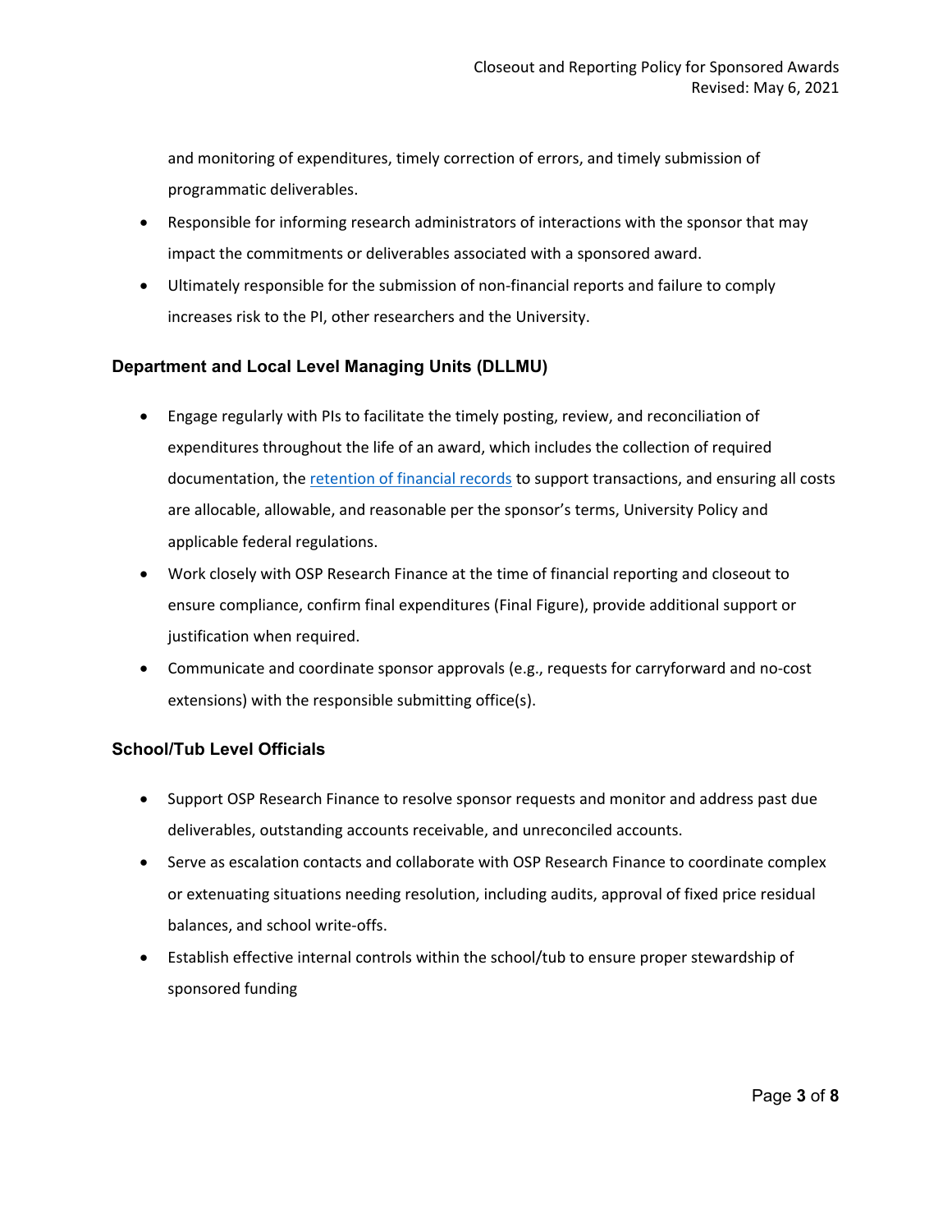and monitoring of expenditures, timely correction of errors, and timely submission of programmatic deliverables.

- Responsible for informing research administrators of interactions with the sponsor that may impact the commitments or deliverables associated with a sponsored award.
- Ultimately responsible for the submission of non-financial reports and failure to comply increases risk to the PI, other researchers and the University.

### Department and Local Level Managing Units (DLLMU)

- Engage regularly with PIs to facilitate the timely posting, review, and reconciliation of expenditures throughout the life of an award, which includes the collection of required documentation, the retention of financial records to support transactions, and ensuring all costs are allocable, allowable, and reasonable per the sponsor's terms, University Policy and applicable federal regulations.
- Work closely with OSP Research Finance at the time of financial reporting and closeout to ensure compliance, confirm final expenditures (Final Figure), provide additional support or justification when required.
- Communicate and coordinate sponsor approvals (e.g., requests for carryforward and no-cost extensions) with the responsible submitting office(s).

### School/Tub Level Officials

- Support OSP Research Finance to resolve sponsor requests and monitor and address past due deliverables, outstanding accounts receivable, and unreconciled accounts.
- Serve as escalation contacts and collaborate with OSP Research Finance to coordinate complex or extenuating situations needing resolution, including audits, approval of fixed price residual balances, and school write-offs.
- Establish effective internal controls within the school/tub to ensure proper stewardship of sponsored funding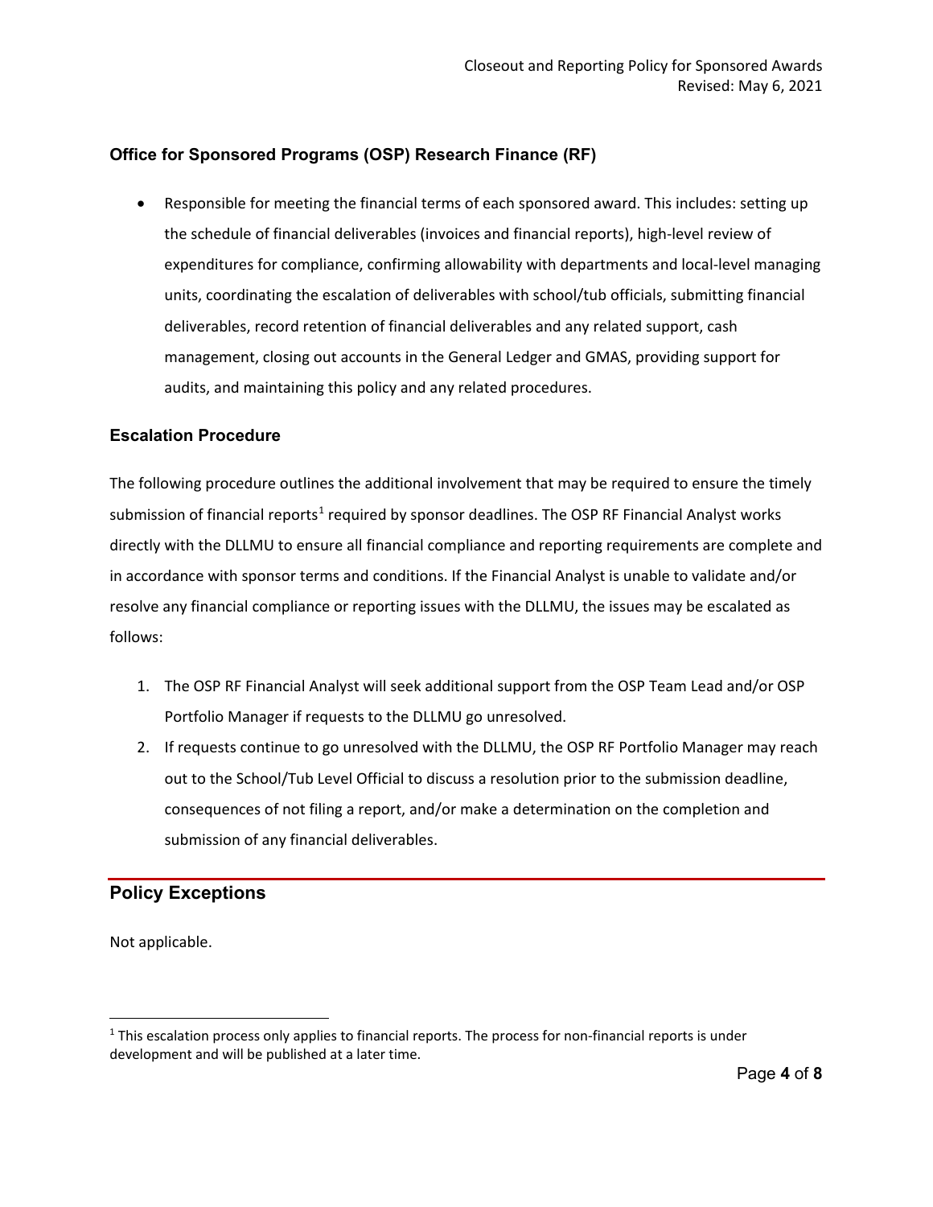### Office for Sponsored Programs (OSP) Research Finance (RF)

- Responsible for meeting the financial terms of each sponsored award. This includes: setting up the schedule of financial deliverables (invoices and financial reports), high-level review of expenditures for compliance, confirming allowability with departments and local-level managing units, coordinating the escalation of deliverables with school/tub officials, submitting financial deliverables, record retention of financial deliverables and any related support, cash management, closing out accounts in the General Ledger and GMAS, providing support for audits, and maintaining this policy and any related procedures.

### Escalation Procedure

The following procedure outlines the additional involvement that may be required to ensure the timely submission of financial reports[1] required by sponsor deadlines. The OSP RF Financial Analyst works directly with the DLLMU to ensure all financial compliance and reporting requirements are complete and in accordance with sponsor terms and conditions. If the Financial Analyst is unable to validate and/or resolve any financial compliance or reporting issues with the DLLMU, the issues may be escalated as follows:

1. The OSP RF Financial Analyst will seek additional support from the OSP Team Lead and/or OSP Portfolio Manager if requests to the DLLMU go unresolved.
2. If requests continue to go unresolved with the DLLMU, the OSP RF Portfolio Manager may reach out to the School/Tub Level Official to discuss a resolution prior to the submission deadline, consequences of not filing a report, and/or make a determination on the completion and submission of any financial deliverables.

## Policy Exceptions

Not applicable.

[1] This escalation process only applies to financial reports. The process for non-financial reports is under development and will be published at a later time.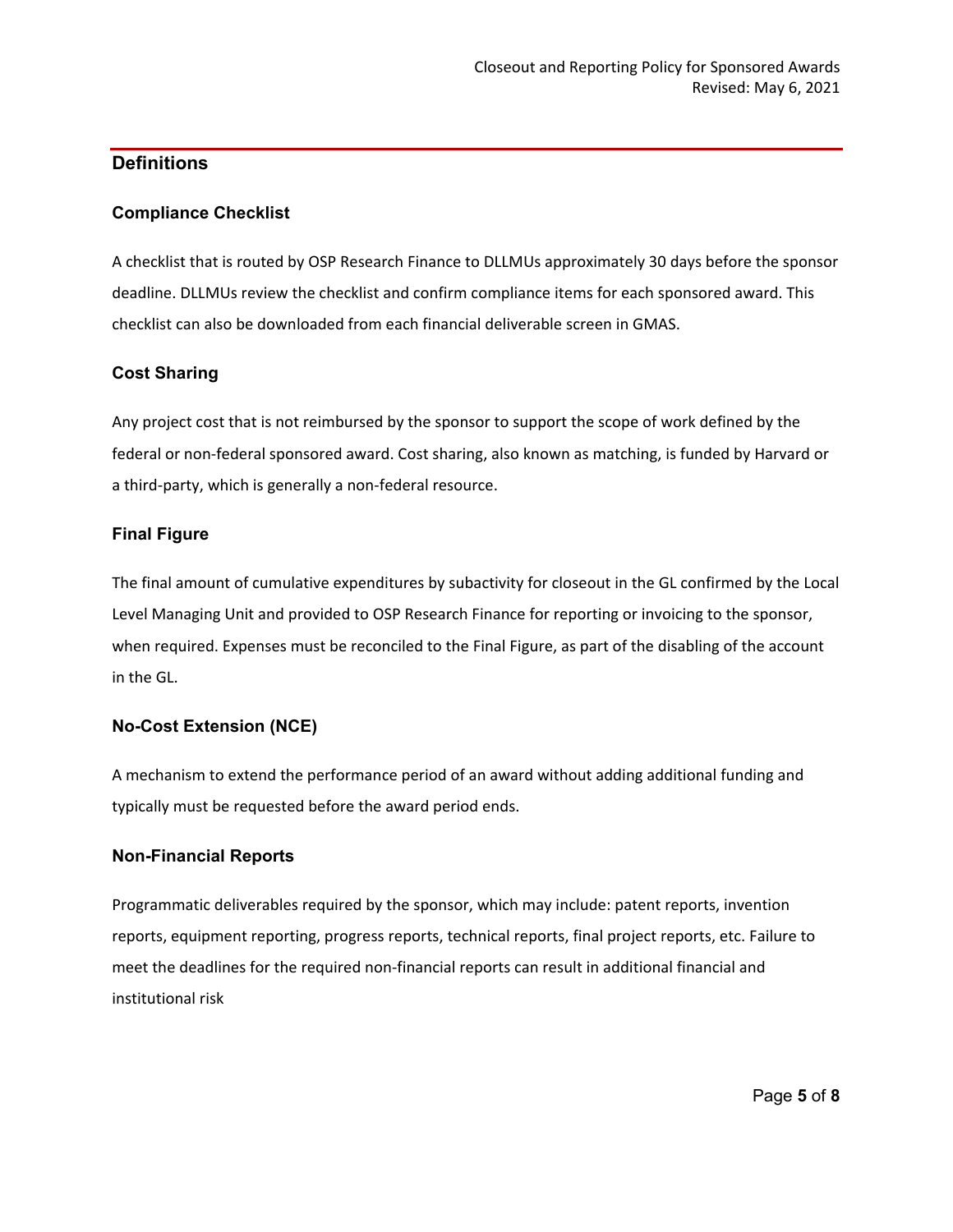## Definitions

### Compliance Checklist

A checklist that is routed by OSP Research Finance to DLLMUs approximately 30 days before the sponsor deadline. DLLMUs review the checklist and confirm compliance items for each sponsored award. This checklist can also be downloaded from each financial deliverable screen in GMAS.

### Cost Sharing

Any project cost that is not reimbursed by the sponsor to support the scope of work defined by the federal or non-federal sponsored award. Cost sharing, also known as matching, is funded by Harvard or a third-party, which is generally a non-federal resource.

### Final Figure

The final amount of cumulative expenditures by subactivity for closeout in the GL confirmed by the Local Level Managing Unit and provided to OSP Research Finance for reporting or invoicing to the sponsor, when required. Expenses must be reconciled to the Final Figure, as part of the disabling of the account in the GL.

### No-Cost Extension (NCE)

A mechanism to extend the performance period of an award without adding additional funding and typically must be requested before the award period ends.

### Non-Financial Reports

Programmatic deliverables required by the sponsor, which may include: patent reports, invention reports, equipment reporting, progress reports, technical reports, final project reports, etc. Failure to meet the deadlines for the required non-financial reports can result in additional financial and institutional risk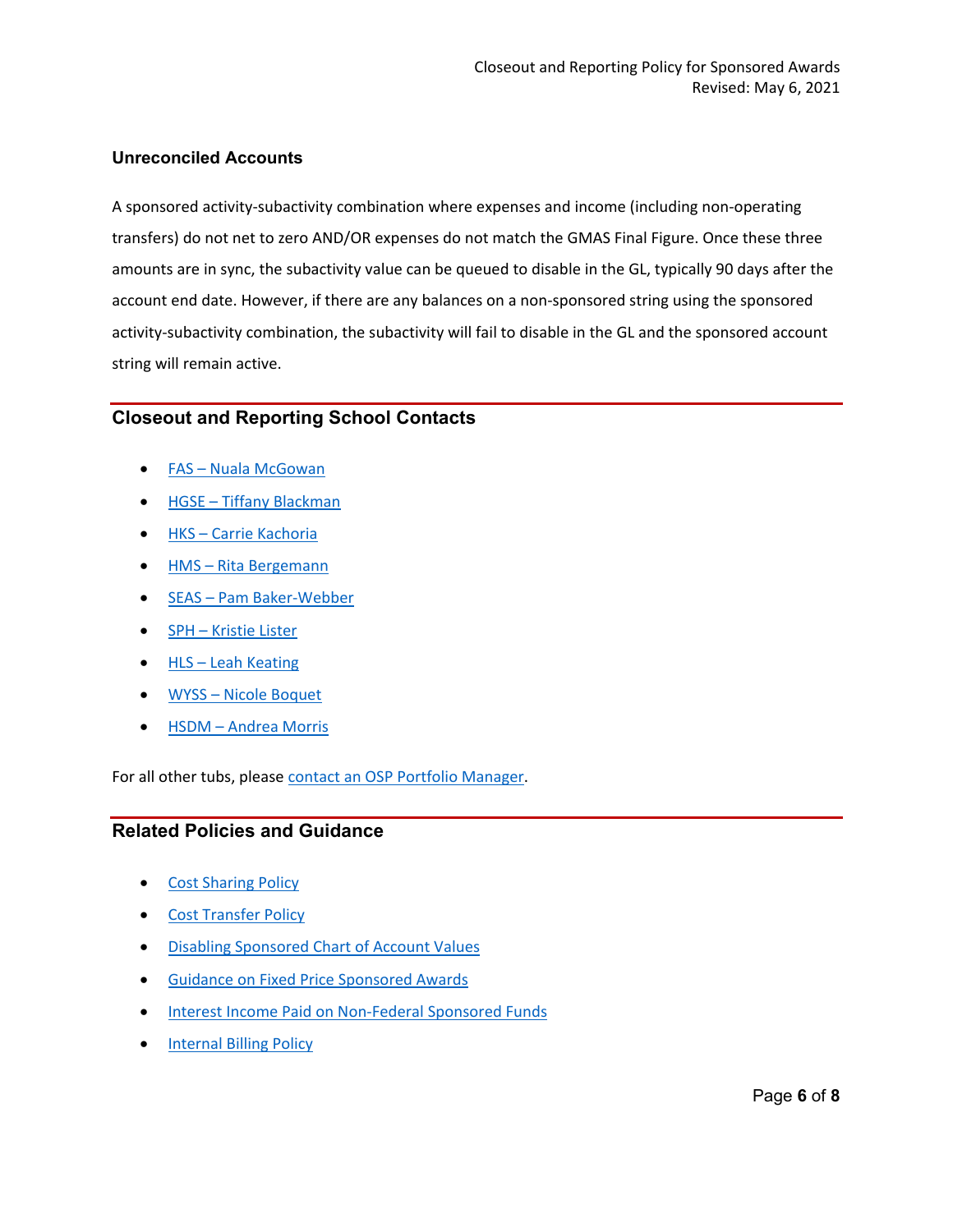### Unreconciled Accounts

A sponsored activity-subactivity combination where expenses and income (including non-operating transfers) do not net to zero AND/OR expenses do not match the GMAS Final Figure. Once these three amounts are in sync, the subactivity value can be queued to disable in the GL, typically 90 days after the account end date. However, if there are any balances on a non-sponsored string using the sponsored activity-subactivity combination, the subactivity will fail to disable in the GL and the sponsored account string will remain active.

## Closeout and Reporting School Contacts

- FAS – Nuala McGowan
- HGSE – Tiffany Blackman
- HKS – Carrie Kachoria
- HMS – Rita Bergemann
- SEAS – Pam Baker-Webber
- SPH – Kristie Lister
- HLS – Leah Keating
- WYSS – Nicole Boquet
- HSDM – Andrea Morris

For all other tubs, please contact an OSP Portfolio Manager.

## Related Policies and Guidance

- Cost Sharing Policy
- Cost Transfer Policy
- Disabling Sponsored Chart of Account Values
- Guidance on Fixed Price Sponsored Awards
- Interest Income Paid on Non-Federal Sponsored Funds
- Internal Billing Policy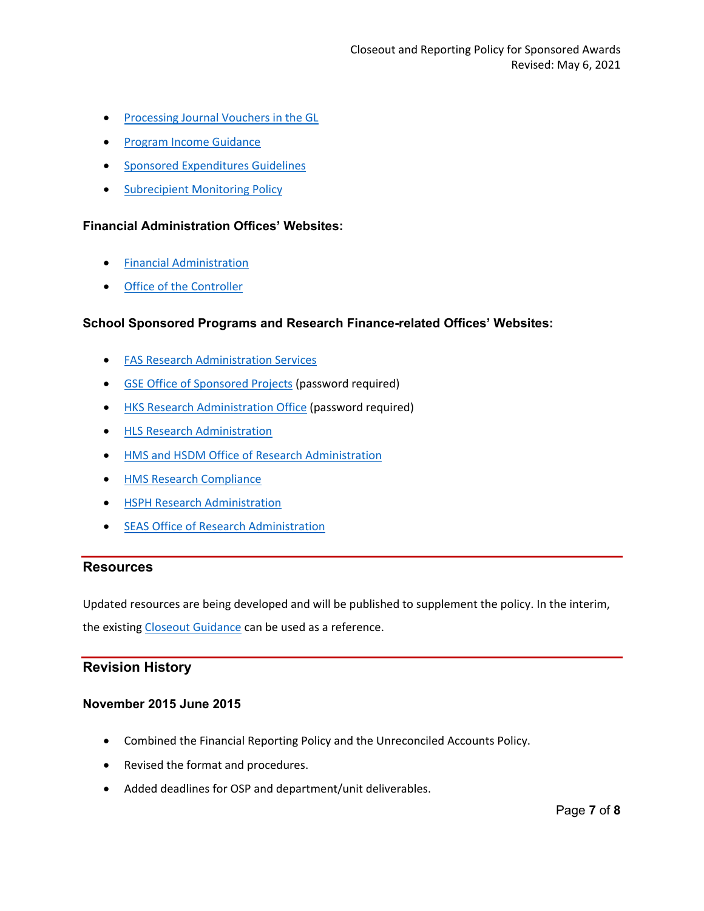- Processing Journal Vouchers in the GL
- Program Income Guidance
- Sponsored Expenditures Guidelines
- Subrecipient Monitoring Policy

### Financial Administration Offices' Websites:

- Financial Administration
- Office of the Controller

### School Sponsored Programs and Research Finance-related Offices' Websites:

- FAS Research Administration Services
- GSE Office of Sponsored Projects (password required)
- HKS Research Administration Office (password required)
- HLS Research Administration
- HMS and HSDM Office of Research Administration
- HMS Research Compliance
- HSPH Research Administration
- SEAS Office of Research Administration

## Resources

Updated resources are being developed and will be published to supplement the policy. In the interim, the existing Closeout Guidance can be used as a reference.

## Revision History

### November 2015 June 2015

- Combined the Financial Reporting Policy and the Unreconciled Accounts Policy.
- Revised the format and procedures.
- Added deadlines for OSP and department/unit deliverables.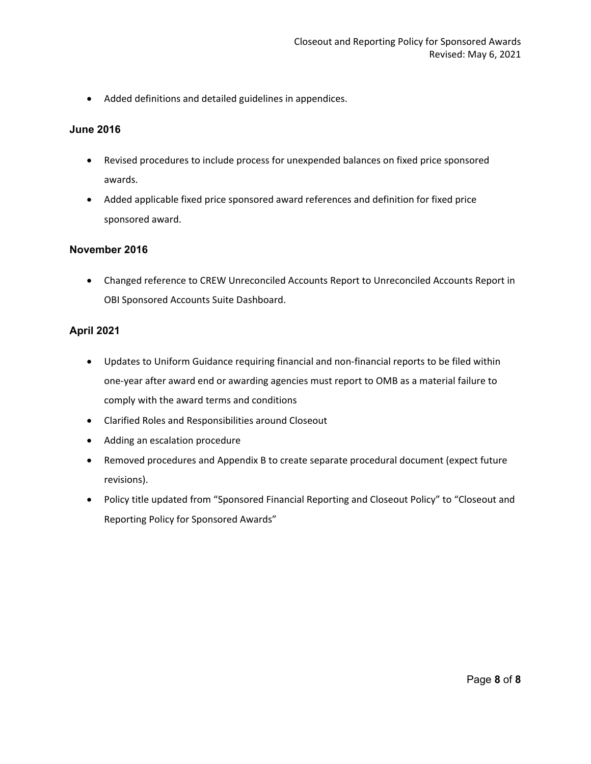- Added definitions and detailed guidelines in appendices.

### June 2016

- Revised procedures to include process for unexpended balances on fixed price sponsored awards.
- Added applicable fixed price sponsored award references and definition for fixed price sponsored award.

### November 2016

- Changed reference to CREW Unreconciled Accounts Report to Unreconciled Accounts Report in OBI Sponsored Accounts Suite Dashboard.

### April 2021

- Updates to Uniform Guidance requiring financial and non-financial reports to be filed within one-year after award end or awarding agencies must report to OMB as a material failure to comply with the award terms and conditions
- Clarified Roles and Responsibilities around Closeout
- Adding an escalation procedure
- Removed procedures and Appendix B to create separate procedural document (expect future revisions).
- Policy title updated from "Sponsored Financial Reporting and Closeout Policy" to "Closeout and Reporting Policy for Sponsored Awards"